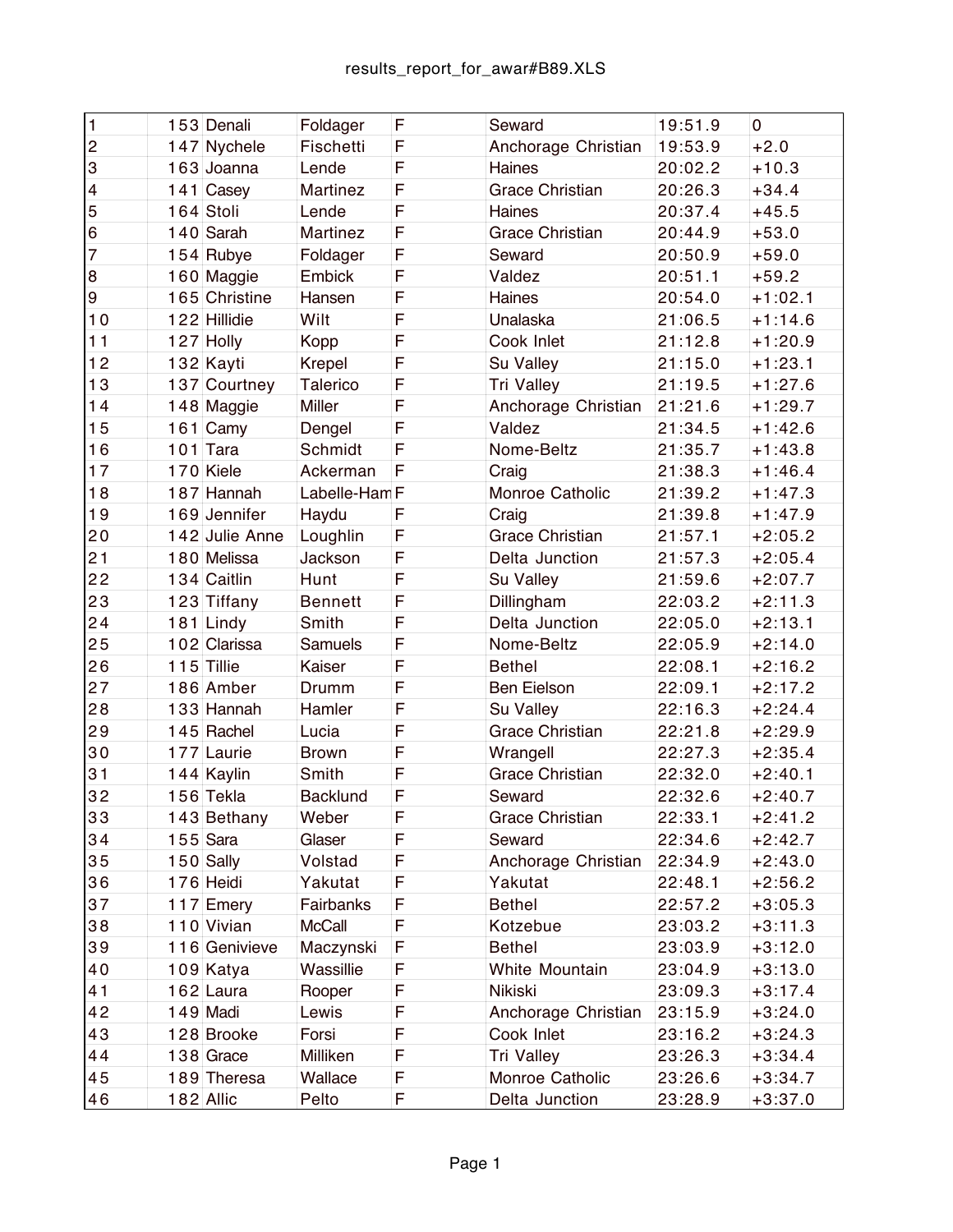results_report_for_awar#B89.XLS

| | | | | | | | |
|---|---|---|---|---|---|---|---|
| 1 | 153 | Denali | Foldager | F | Seward | 19:51.9 | 0 |
| 2 | 147 | Nychele | Fischetti | F | Anchorage Christian | 19:53.9 | +2.0 |
| 3 | 163 | Joanna | Lende | F | Haines | 20:02.2 | +10.3 |
| 4 | 141 | Casey | Martinez | F | Grace Christian | 20:26.3 | +34.4 |
| 5 | 164 | Stoli | Lende | F | Haines | 20:37.4 | +45.5 |
| 6 | 140 | Sarah | Martinez | F | Grace Christian | 20:44.9 | +53.0 |
| 7 | 154 | Rubye | Foldager | F | Seward | 20:50.9 | +59.0 |
| 8 | 160 | Maggie | Embick | F | Valdez | 20:51.1 | +59.2 |
| 9 | 165 | Christine | Hansen | F | Haines | 20:54.0 | +1:02.1 |
| 10 | 122 | Hillidie | Wilt | F | Unalaska | 21:06.5 | +1:14.6 |
| 11 | 127 | Holly | Kopp | F | Cook Inlet | 21:12.8 | +1:20.9 |
| 12 | 132 | Kayti | Krepel | F | Su Valley | 21:15.0 | +1:23.1 |
| 13 | 137 | Courtney | Talerico | F | Tri Valley | 21:19.5 | +1:27.6 |
| 14 | 148 | Maggie | Miller | F | Anchorage Christian | 21:21.6 | +1:29.7 |
| 15 | 161 | Camy | Dengel | F | Valdez | 21:34.5 | +1:42.6 |
| 16 | 101 | Tara | Schmidt | F | Nome-Beltz | 21:35.7 | +1:43.8 |
| 17 | 170 | Kiele | Ackerman | F | Craig | 21:38.3 | +1:46.4 |
| 18 | 187 | Hannah | Labelle-Ham | F | Monroe Catholic | 21:39.2 | +1:47.3 |
| 19 | 169 | Jennifer | Haydu | F | Craig | 21:39.8 | +1:47.9 |
| 20 | 142 | Julie Anne | Loughlin | F | Grace Christian | 21:57.1 | +2:05.2 |
| 21 | 180 | Melissa | Jackson | F | Delta Junction | 21:57.3 | +2:05.4 |
| 22 | 134 | Caitlin | Hunt | F | Su Valley | 21:59.6 | +2:07.7 |
| 23 | 123 | Tiffany | Bennett | F | Dillingham | 22:03.2 | +2:11.3 |
| 24 | 181 | Lindy | Smith | F | Delta Junction | 22:05.0 | +2:13.1 |
| 25 | 102 | Clarissa | Samuels | F | Nome-Beltz | 22:05.9 | +2:14.0 |
| 26 | 115 | Tillie | Kaiser | F | Bethel | 22:08.1 | +2:16.2 |
| 27 | 186 | Amber | Drumm | F | Ben Eielson | 22:09.1 | +2:17.2 |
| 28 | 133 | Hannah | Hamler | F | Su Valley | 22:16.3 | +2:24.4 |
| 29 | 145 | Rachel | Lucia | F | Grace Christian | 22:21.8 | +2:29.9 |
| 30 | 177 | Laurie | Brown | F | Wrangell | 22:27.3 | +2:35.4 |
| 31 | 144 | Kaylin | Smith | F | Grace Christian | 22:32.0 | +2:40.1 |
| 32 | 156 | Tekla | Backlund | F | Seward | 22:32.6 | +2:40.7 |
| 33 | 143 | Bethany | Weber | F | Grace Christian | 22:33.1 | +2:41.2 |
| 34 | 155 | Sara | Glaser | F | Seward | 22:34.6 | +2:42.7 |
| 35 | 150 | Sally | Volstad | F | Anchorage Christian | 22:34.9 | +2:43.0 |
| 36 | 176 | Heidi | Yakutat | F | Yakutat | 22:48.1 | +2:56.2 |
| 37 | 117 | Emery | Fairbanks | F | Bethel | 22:57.2 | +3:05.3 |
| 38 | 110 | Vivian | McCall | F | Kotzebue | 23:03.2 | +3:11.3 |
| 39 | 116 | Genivieve | Maczynski | F | Bethel | 23:03.9 | +3:12.0 |
| 40 | 109 | Katya | Wassillie | F | White Mountain | 23:04.9 | +3:13.0 |
| 41 | 162 | Laura | Rooper | F | Nikiski | 23:09.3 | +3:17.4 |
| 42 | 149 | Madi | Lewis | F | Anchorage Christian | 23:15.9 | +3:24.0 |
| 43 | 128 | Brooke | Forsi | F | Cook Inlet | 23:16.2 | +3:24.3 |
| 44 | 138 | Grace | Milliken | F | Tri Valley | 23:26.3 | +3:34.4 |
| 45 | 189 | Theresa | Wallace | F | Monroe Catholic | 23:26.6 | +3:34.7 |
| 46 | 182 | Allic | Pelto | F | Delta Junction | 23:28.9 | +3:37.0 |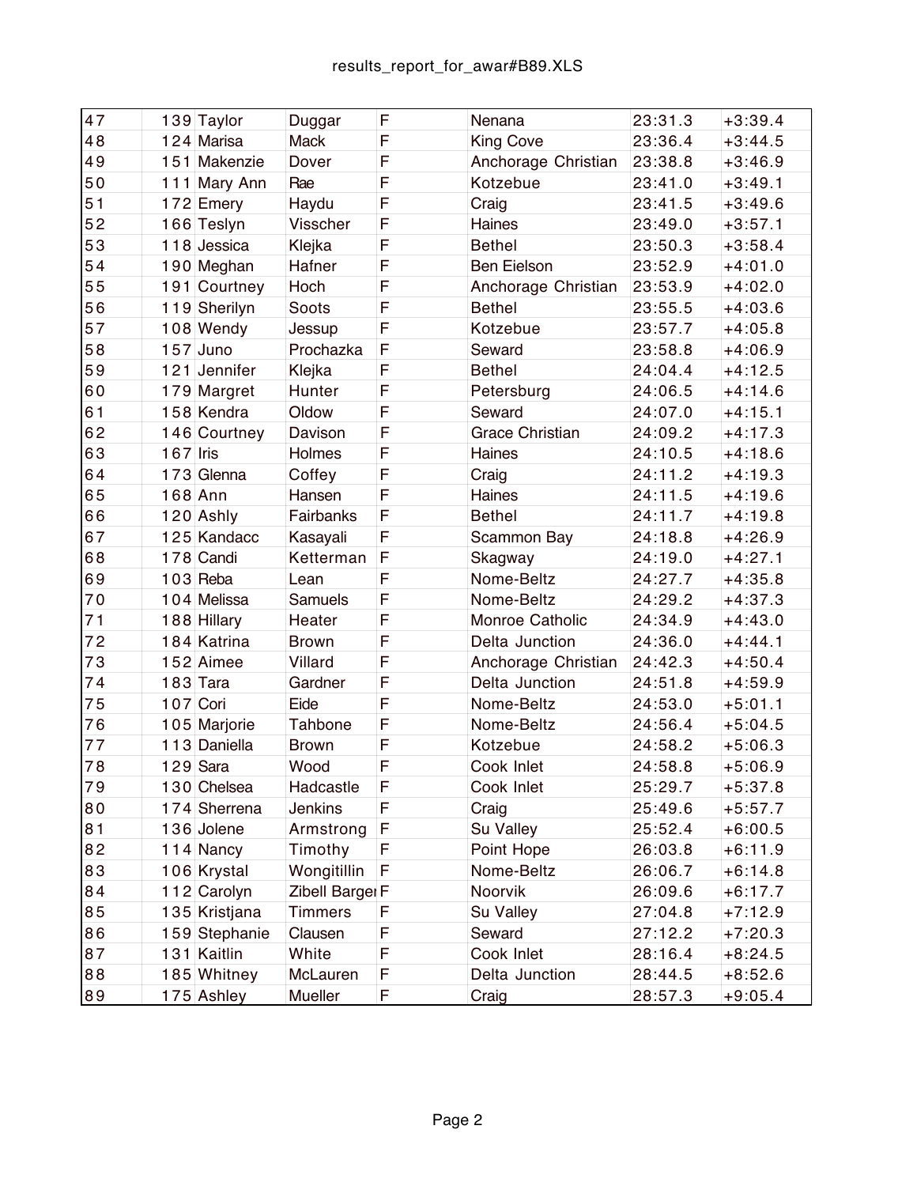| | | | | | | | |
|---|---|---|---|---|---|---|---|
| 47 | 139 | Taylor | Duggar | F | Nenana | 23:31.3 | +3:39.4 |
| 48 | 124 | Marisa | Mack | F | King Cove | 23:36.4 | +3:44.5 |
| 49 | 151 | Makenzie | Dover | F | Anchorage Christian | 23:38.8 | +3:46.9 |
| 50 | 111 | Mary Ann | Rae | F | Kotzebue | 23:41.0 | +3:49.1 |
| 51 | 172 | Emery | Haydu | F | Craig | 23:41.5 | +3:49.6 |
| 52 | 166 | Teslyn | Visscher | F | Haines | 23:49.0 | +3:57.1 |
| 53 | 118 | Jessica | Klejka | F | Bethel | 23:50.3 | +3:58.4 |
| 54 | 190 | Meghan | Hafner | F | Ben Eielson | 23:52.9 | +4:01.0 |
| 55 | 191 | Courtney | Hoch | F | Anchorage Christian | 23:53.9 | +4:02.0 |
| 56 | 119 | Sherilyn | Soots | F | Bethel | 23:55.5 | +4:03.6 |
| 57 | 108 | Wendy | Jessup | F | Kotzebue | 23:57.7 | +4:05.8 |
| 58 | 157 | Juno | Prochazka | F | Seward | 23:58.8 | +4:06.9 |
| 59 | 121 | Jennifer | Klejka | F | Bethel | 24:04.4 | +4:12.5 |
| 60 | 179 | Margret | Hunter | F | Petersburg | 24:06.5 | +4:14.6 |
| 61 | 158 | Kendra | Oldow | F | Seward | 24:07.0 | +4:15.1 |
| 62 | 146 | Courtney | Davison | F | Grace Christian | 24:09.2 | +4:17.3 |
| 63 | 167 | Iris | Holmes | F | Haines | 24:10.5 | +4:18.6 |
| 64 | 173 | Glenna | Coffey | F | Craig | 24:11.2 | +4:19.3 |
| 65 | 168 | Ann | Hansen | F | Haines | 24:11.5 | +4:19.6 |
| 66 | 120 | Ashly | Fairbanks | F | Bethel | 24:11.7 | +4:19.8 |
| 67 | 125 | Kandacc | Kasayali | F | Scammon Bay | 24:18.8 | +4:26.9 |
| 68 | 178 | Candi | Ketterman | F | Skagway | 24:19.0 | +4:27.1 |
| 69 | 103 | Reba | Lean | F | Nome-Beltz | 24:27.7 | +4:35.8 |
| 70 | 104 | Melissa | Samuels | F | Nome-Beltz | 24:29.2 | +4:37.3 |
| 71 | 188 | Hillary | Heater | F | Monroe Catholic | 24:34.9 | +4:43.0 |
| 72 | 184 | Katrina | Brown | F | Delta Junction | 24:36.0 | +4:44.1 |
| 73 | 152 | Aimee | Villard | F | Anchorage Christian | 24:42.3 | +4:50.4 |
| 74 | 183 | Tara | Gardner | F | Delta Junction | 24:51.8 | +4:59.9 |
| 75 | 107 | Cori | Eide | F | Nome-Beltz | 24:53.0 | +5:01.1 |
| 76 | 105 | Marjorie | Tahbone | F | Nome-Beltz | 24:56.4 | +5:04.5 |
| 77 | 113 | Daniella | Brown | F | Kotzebue | 24:58.2 | +5:06.3 |
| 78 | 129 | Sara | Wood | F | Cook Inlet | 24:58.8 | +5:06.9 |
| 79 | 130 | Chelsea | Hadcastle | F | Cook Inlet | 25:29.7 | +5:37.8 |
| 80 | 174 | Sherrena | Jenkins | F | Craig | 25:49.6 | +5:57.7 |
| 81 | 136 | Jolene | Armstrong | F | Su Valley | 25:52.4 | +6:00.5 |
| 82 | 114 | Nancy | Timothy | F | Point Hope | 26:03.8 | +6:11.9 |
| 83 | 106 | Krystal | Wongitillin | F | Nome-Beltz | 26:06.7 | +6:14.8 |
| 84 | 112 | Carolyn | Zibell Barger | F | Noorvik | 26:09.6 | +6:17.7 |
| 85 | 135 | Kristjana | Timmers | F | Su Valley | 27:04.8 | +7:12.9 |
| 86 | 159 | Stephanie | Clausen | F | Seward | 27:12.2 | +7:20.3 |
| 87 | 131 | Kaitlin | White | F | Cook Inlet | 28:16.4 | +8:24.5 |
| 88 | 185 | Whitney | McLauren | F | Delta Junction | 28:44.5 | +8:52.6 |
| 89 | 175 | Ashley | Mueller | F | Craig | 28:57.3 | +9:05.4 |